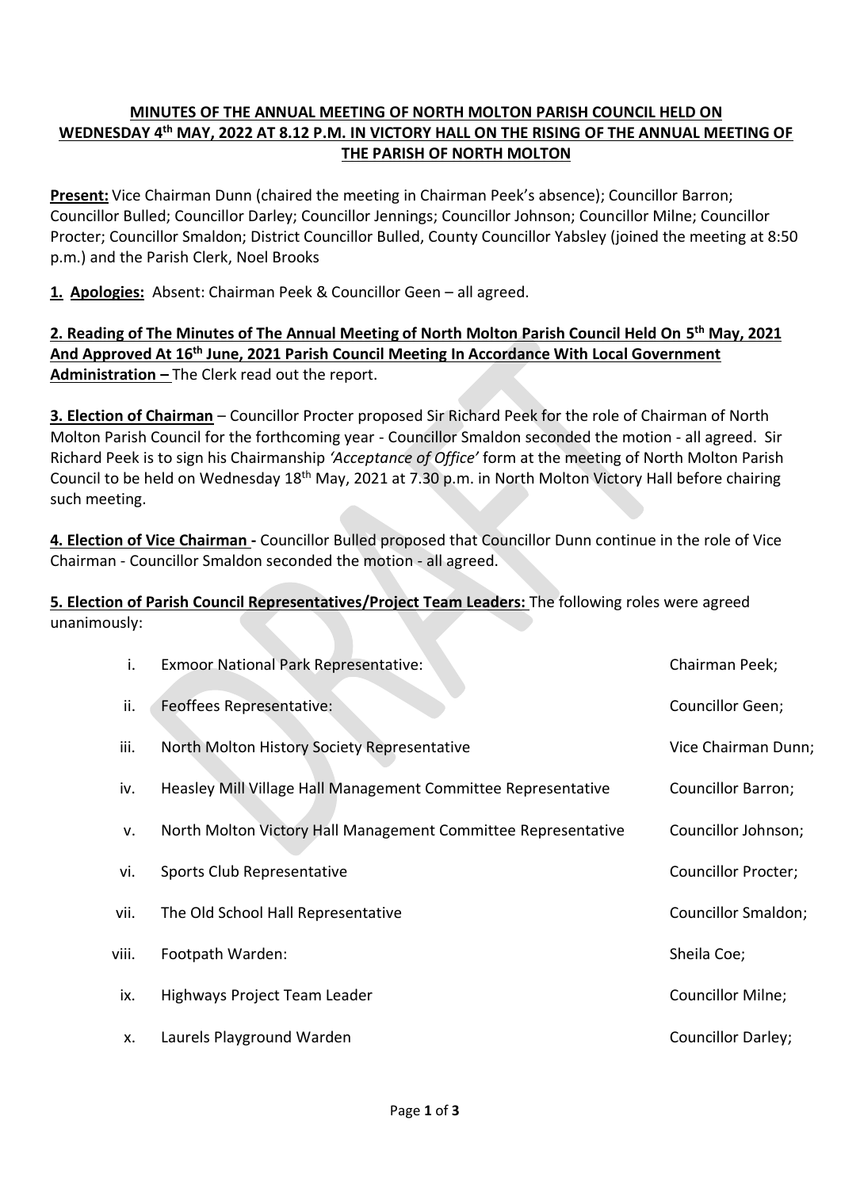# MINUTES OF THE ANNUAL MEETING OF NORTH MOLTON PARISH COUNCIL HELD ON WEDNESDAY 4th MAY, 2022 AT 8.12 P.M. IN VICTORY HALL ON THE RISING OF THE ANNUAL MEETING OF THE PARISH OF NORTH MOLTON

**Present:** Vice Chairman Dunn (chaired the meeting in Chairman Peek's absence); Councillor Barron; Councillor Bulled; Councillor Darley; Councillor Jennings; Councillor Johnson; Councillor Milne; Councillor Procter; Councillor Smaldon; District Councillor Bulled, County Councillor Yabsley (joined the meeting at 8:50 p.m.) and the Parish Clerk, Noel Brooks

**1. Apologies:** Absent: Chairman Peek & Councillor Geen – all agreed.

**2. Reading of The Minutes of The Annual Meeting of North Molton Parish Council Held On 5th May, 2021 And Approved At 16th June, 2021 Parish Council Meeting In Accordance With Local Government Administration –** The Clerk read out the report.

**3. Election of Chairman** – Councillor Procter proposed Sir Richard Peek for the role of Chairman of North Molton Parish Council for the forthcoming year - Councillor Smaldon seconded the motion - all agreed. Sir Richard Peek is to sign his Chairmanship *'Acceptance of Office'* form at the meeting of North Molton Parish Council to be held on Wednesday 18th May, 2021 at 7.30 p.m. in North Molton Victory Hall before chairing such meeting.

**4. Election of Vice Chairman -** Councillor Bulled proposed that Councillor Dunn continue in the role of Vice Chairman - Councillor Smaldon seconded the motion - all agreed.

**5. Election of Parish Council Representatives/Project Team Leaders:** The following roles were agreed unanimously:

| | | |
|---|---|---|
| i. | Exmoor National Park Representative: | Chairman Peek; |
| ii. | Feoffees Representative: | Councillor Geen; |
| iii. | North Molton History Society Representative | Vice Chairman Dunn; |
| iv. | Heasley Mill Village Hall Management Committee Representative | Councillor Barron; |
| v. | North Molton Victory Hall Management Committee Representative | Councillor Johnson; |
| vi. | Sports Club Representative | Councillor Procter; |
| vii. | The Old School Hall Representative | Councillor Smaldon; |
| viii. | Footpath Warden: | Sheila Coe; |
| ix. | Highways Project Team Leader | Councillor Milne; |
| x. | Laurels Playground Warden | Councillor Darley; |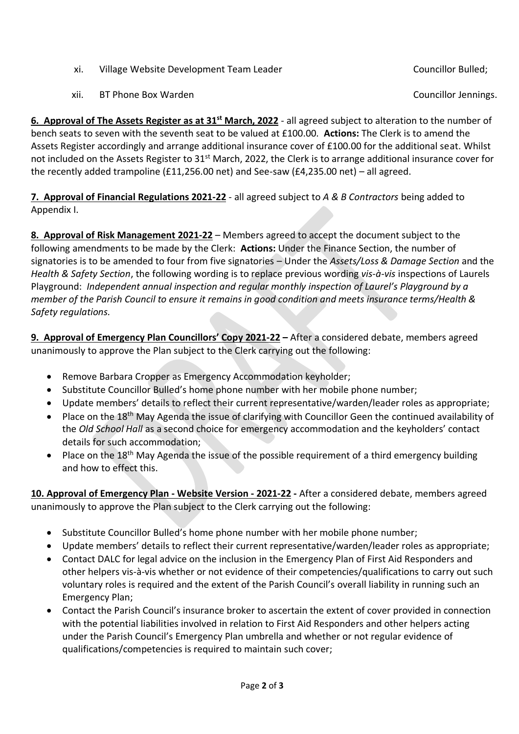xi. Village Website Development Team Leader — Councillor Bulled;

xii. BT Phone Box Warden — Councillor Jennings.

**6. Approval of The Assets Register as at 31st March, 2022** - all agreed subject to alteration to the number of bench seats to seven with the seventh seat to be valued at £100.00. **Actions:** The Clerk is to amend the Assets Register accordingly and arrange additional insurance cover of £100.00 for the additional seat. Whilst not included on the Assets Register to 31st March, 2022, the Clerk is to arrange additional insurance cover for the recently added trampoline (£11,256.00 net) and See-saw (£4,235.00 net) – all agreed.

**7. Approval of Financial Regulations 2021-22** - all agreed subject to *A & B Contractors* being added to Appendix I.

**8. Approval of Risk Management 2021-22** – Members agreed to accept the document subject to the following amendments to be made by the Clerk: **Actions:** Under the Finance Section, the number of signatories is to be amended to four from five signatories – Under the *Assets/Loss & Damage Section* and the *Health & Safety Section*, the following wording is to replace previous wording *vis-à-vis* inspections of Laurels Playground: *Independent annual inspection and regular monthly inspection of Laurel's Playground by a member of the Parish Council to ensure it remains in good condition and meets insurance terms/Health & Safety regulations.*

**9. Approval of Emergency Plan Councillors' Copy 2021-22 –** After a considered debate, members agreed unanimously to approve the Plan subject to the Clerk carrying out the following:

- Remove Barbara Cropper as Emergency Accommodation keyholder;
- Substitute Councillor Bulled's home phone number with her mobile phone number;
- Update members' details to reflect their current representative/warden/leader roles as appropriate;
- Place on the 18th May Agenda the issue of clarifying with Councillor Geen the continued availability of the *Old School Hall* as a second choice for emergency accommodation and the keyholders' contact details for such accommodation;
- Place on the 18th May Agenda the issue of the possible requirement of a third emergency building and how to effect this.

**10. Approval of Emergency Plan - Website Version - 2021-22 -** After a considered debate, members agreed unanimously to approve the Plan subject to the Clerk carrying out the following:

- Substitute Councillor Bulled's home phone number with her mobile phone number;
- Update members' details to reflect their current representative/warden/leader roles as appropriate;
- Contact DALC for legal advice on the inclusion in the Emergency Plan of First Aid Responders and other helpers vis-à-vis whether or not evidence of their competencies/qualifications to carry out such voluntary roles is required and the extent of the Parish Council's overall liability in running such an Emergency Plan;
- Contact the Parish Council's insurance broker to ascertain the extent of cover provided in connection with the potential liabilities involved in relation to First Aid Responders and other helpers acting under the Parish Council's Emergency Plan umbrella and whether or not regular evidence of qualifications/competencies is required to maintain such cover;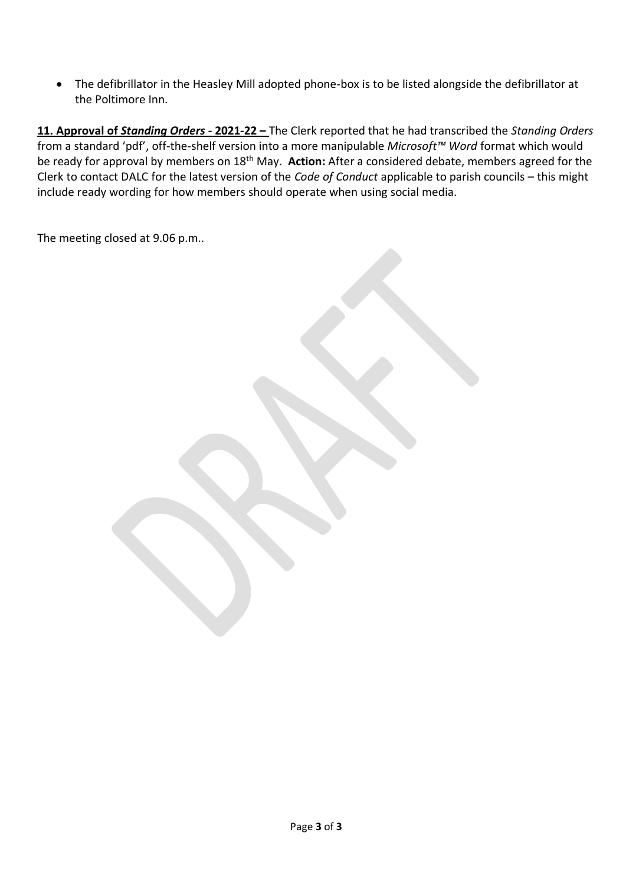- The defibrillator in the Heasley Mill adopted phone-box is to be listed alongside the defibrillator at the Poltimore Inn.

**11. Approval of *Standing Orders* - 2021-22 –** The Clerk reported that he had transcribed the *Standing Orders* from a standard 'pdf', off-the-shelf version into a more manipulable *Microsoft™ Word* format which would be ready for approval by members on 18th May. **Action:** After a considered debate, members agreed for the Clerk to contact DALC for the latest version of the *Code of Conduct* applicable to parish councils – this might include ready wording for how members should operate when using social media.

The meeting closed at 9.06 p.m..